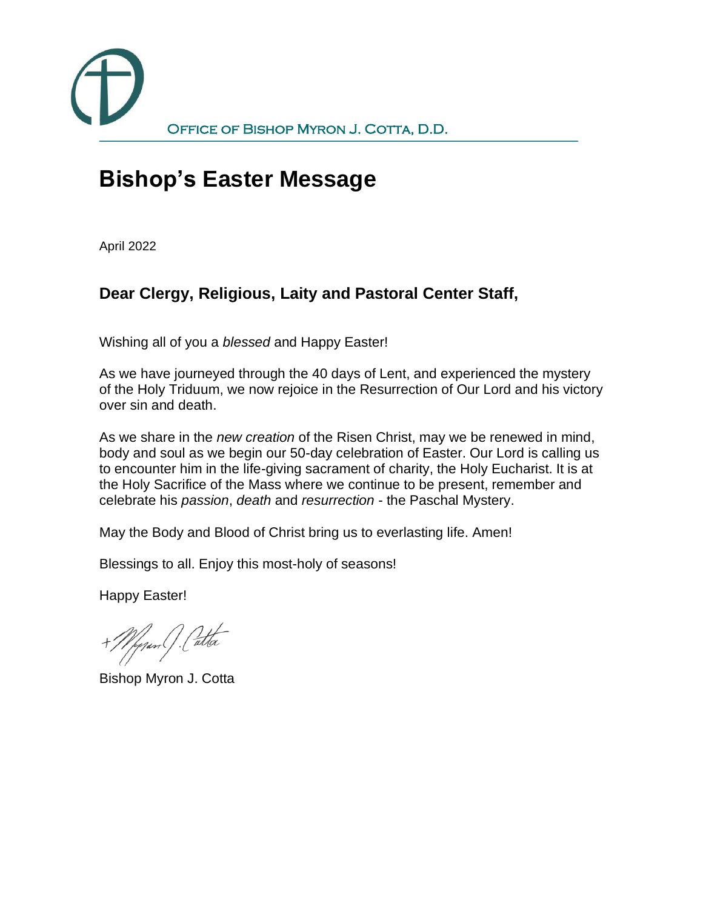OFFICE OF BISHOP MYRON J. COTTA, D.D.

# Bishop's Easter Message

April 2022

### Dear Clergy, Religious, Laity and Pastoral Center Staff,

Wishing all of you a *blessed* and Happy Easter!

As we have journeyed through the 40 days of Lent, and experienced the mystery of the Holy Triduum, we now rejoice in the Resurrection of Our Lord and his victory over sin and death.

As we share in the *new creation* of the Risen Christ, may we be renewed in mind, body and soul as we begin our 50-day celebration of Easter. Our Lord is calling us to encounter him in the life-giving sacrament of charity, the Holy Eucharist. It is at the Holy Sacrifice of the Mass where we continue to be present, remember and celebrate his *passion*, *death* and *resurrection* - the Paschal Mystery.

May the Body and Blood of Christ bring us to everlasting life. Amen!

Blessings to all. Enjoy this most-holy of seasons!

Happy Easter!

+Myron J. Cotta

Bishop Myron J. Cotta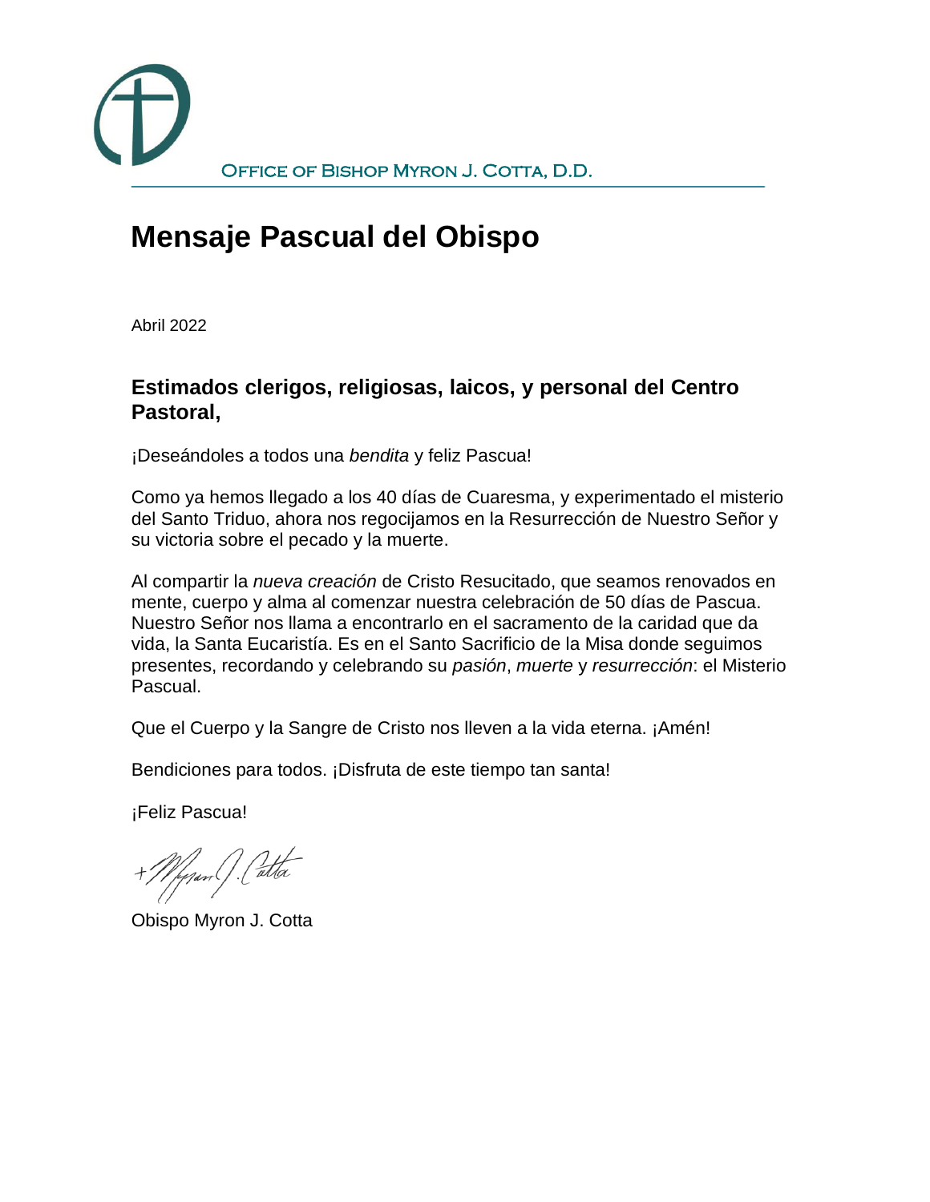OFFICE OF BISHOP MYRON J. COTTA, D.D.

# Mensaje Pascual del Obispo

Abril 2022

### Estimados clerigos, religiosas, laicos, y personal del Centro Pastoral,

¡Deseándoles a todos una *bendita* y feliz Pascua!

Como ya hemos llegado a los 40 días de Cuaresma, y experimentado el misterio del Santo Triduo, ahora nos regocijamos en la Resurrección de Nuestro Señor y su victoria sobre el pecado y la muerte.

Al compartir la *nueva creación* de Cristo Resucitado, que seamos renovados en mente, cuerpo y alma al comenzar nuestra celebración de 50 días de Pascua. Nuestro Señor nos llama a encontrarlo en el sacramento de la caridad que da vida, la Santa Eucaristía. Es en el Santo Sacrificio de la Misa donde seguimos presentes, recordando y celebrando su *pasión*, *muerte* y *resurrección*: el Misterio Pascual.

Que el Cuerpo y la Sangre de Cristo nos lleven a la vida eterna. ¡Amén!

Bendiciones para todos. ¡Disfruta de este tiempo tan santa!

¡Feliz Pascua!

+Myron J. Cotta

Obispo Myron J. Cotta